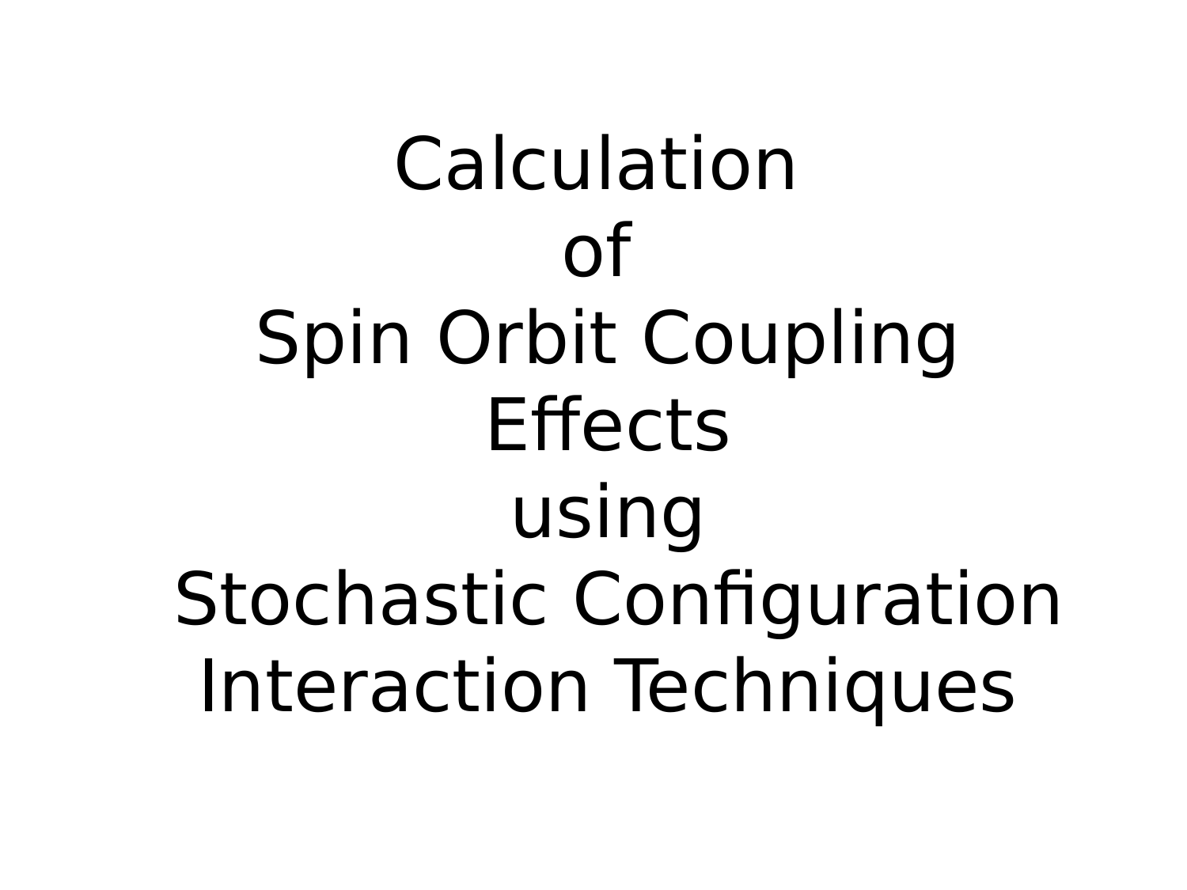# Calculation of Spin Orbit Coupling Effects using Stochastic Configuration Interaction Techniques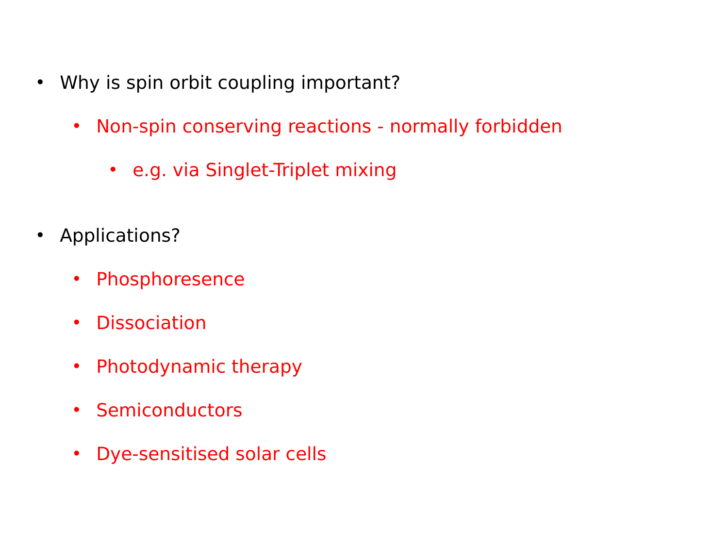- Why is spin orbit coupling important?
  - Non-spin conserving reactions - normally forbidden
    - e.g. via Singlet-Triplet mixing

- Applications?
  - Phosphoresence
  - Dissociation
  - Photodynamic therapy
  - Semiconductors
  - Dye-sensitised solar cells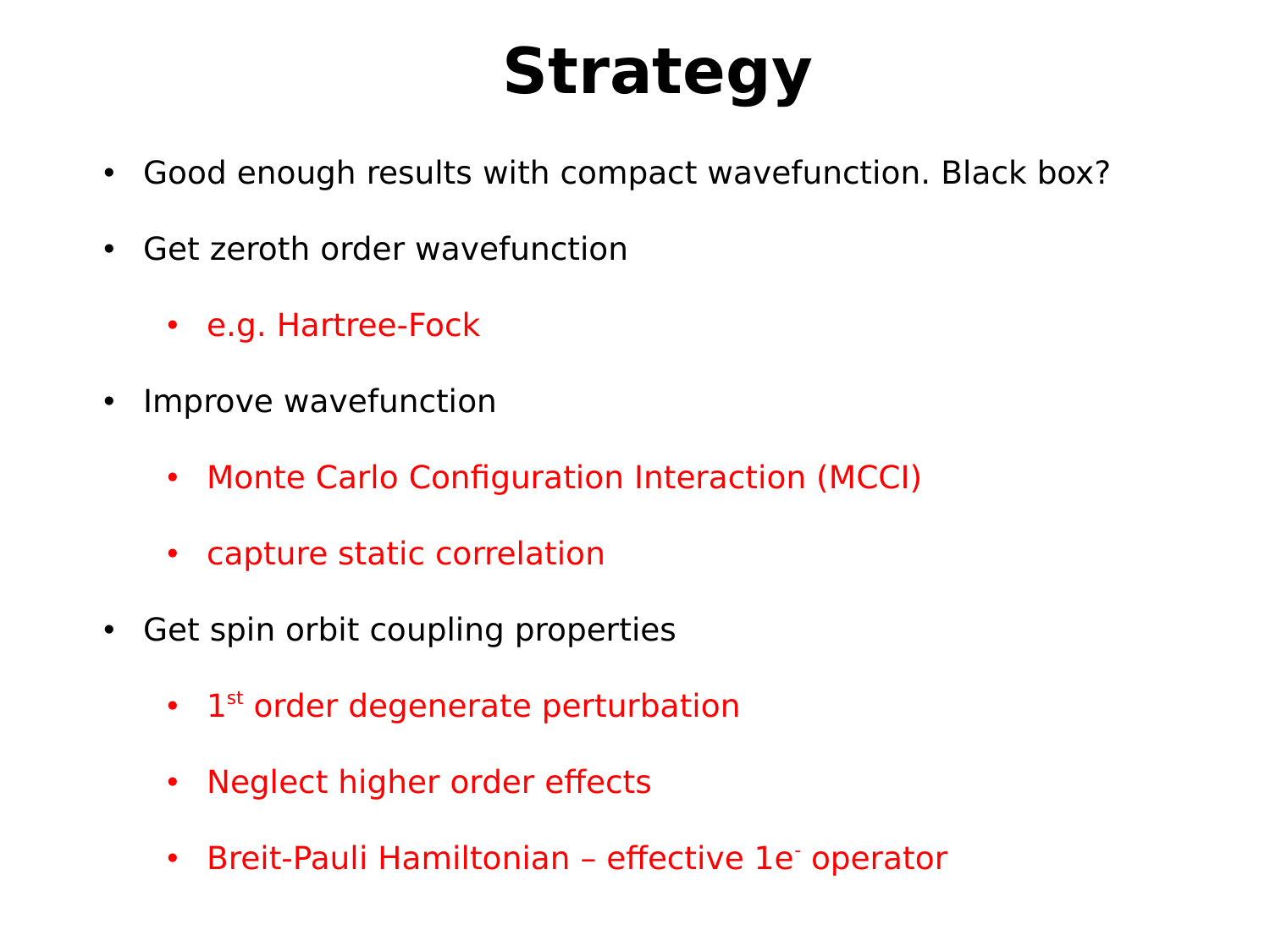# Strategy

- Good enough results with compact wavefunction. Black box?
- Get zeroth order wavefunction
  - e.g. Hartree-Fock
- Improve wavefunction
  - Monte Carlo Configuration Interaction (MCCI)
  - capture static correlation
- Get spin orbit coupling properties
  - $1^{st}$ order degenerate perturbation
  - Neglect higher order effects
  - Breit-Pauli Hamiltonian – effective $1e^{-}$ operator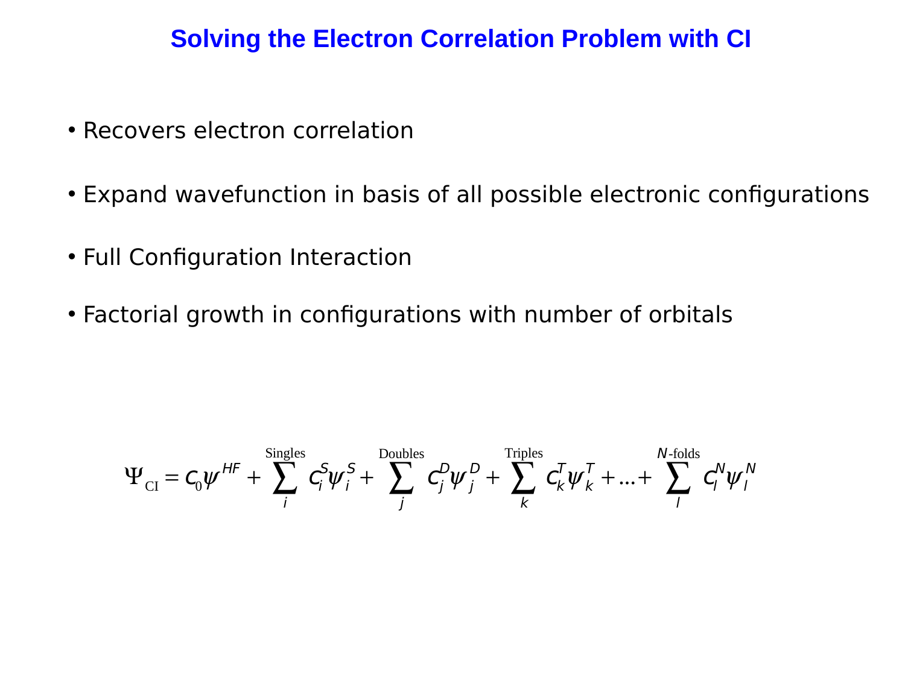# Solving the Electron Correlation Problem with CI

- Recovers electron correlation
- Expand wavefunction in basis of all possible electronic configurations
- Full Configuration Interaction
- Factorial growth in configurations with number of orbitals

$$\Psi_{\text{CI}} = c_0 \psi^{HF} + \sum_{i}^{\text{Singles}} c_i^S \psi_i^S + \sum_{j}^{\text{Doubles}} c_j^D \psi_j^D + \sum_{k}^{\text{Triples}} c_k^T \psi_k^T + \ldots + \sum_{l}^{N\text{-folds}} c_l^N \psi_l^N$$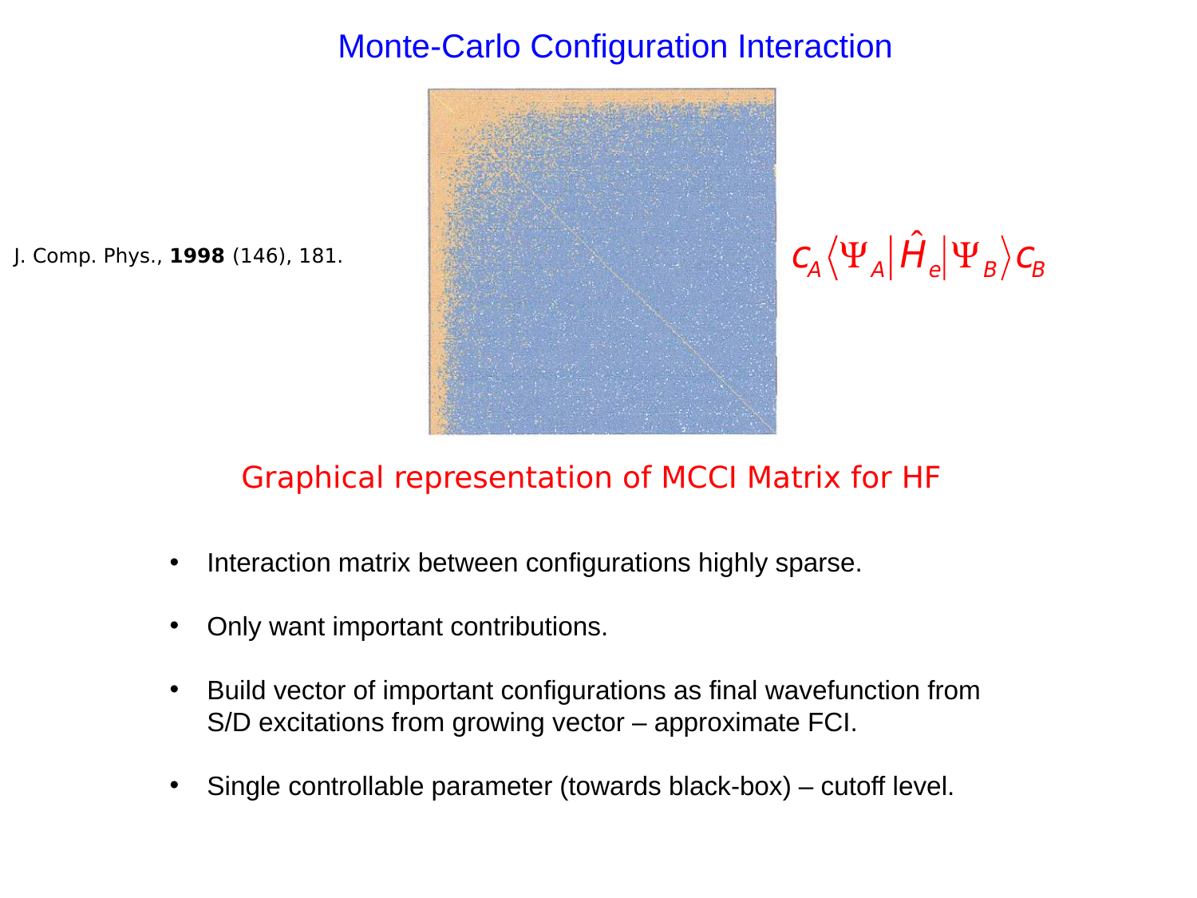# Monte-Carlo Configuration Interaction

J. Comp. Phys., **1998** (146), 181.

$$c_A \left\langle \Psi_A \middle| \hat{H}_e \middle| \Psi_B \right\rangle c_B$$

Graphical representation of MCCI Matrix for HF

- Interaction matrix between configurations highly sparse.
- Only want important contributions.
- Build vector of important configurations as final wavefunction from S/D excitations from growing vector – approximate FCI.
- Single controllable parameter (towards black-box) – cutoff level.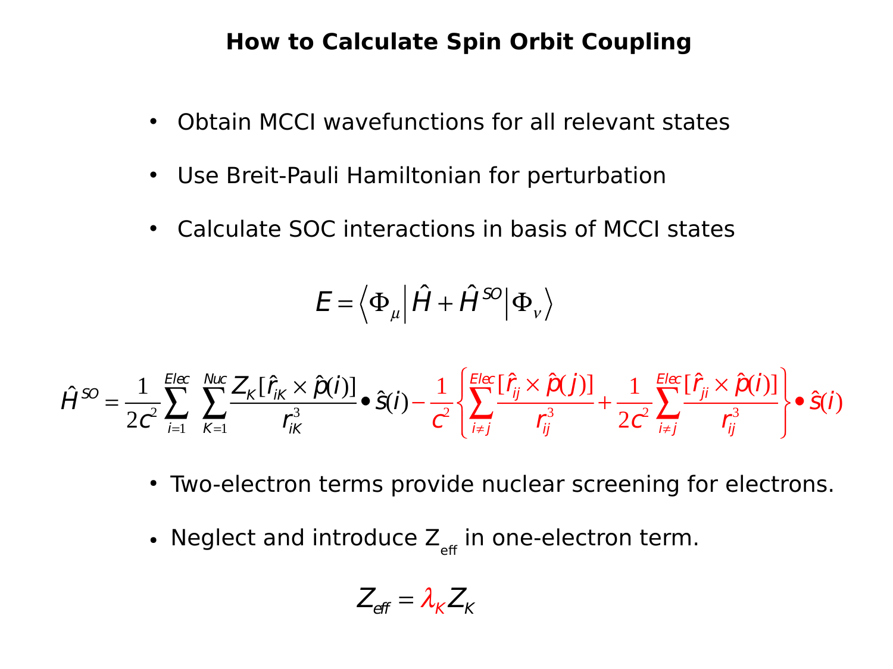## How to Calculate Spin Orbit Coupling

- Obtain MCCI wavefunctions for all relevant states
- Use Breit-Pauli Hamiltonian for perturbation
- Calculate SOC interactions in basis of MCCI states

$$E = \left\langle \Phi_{\mu} \middle| \hat{H} + \hat{H}^{SO} \middle| \Phi_{\nu} \right\rangle$$

$$\hat{H}^{SO} = \frac{1}{2c^2} \sum_{i=1}^{Elec} \sum_{K=1}^{Nuc} \frac{Z_K [\hat{r}_{iK} \times \hat{p}(i)]}{r_{iK}^3} \bullet \hat{s}(i) - \frac{1}{c^2} \left\{ \sum_{i \neq j}^{Elec} \frac{[\hat{r}_{ij} \times \hat{p}(j)]}{r_{ij}^3} + \frac{1}{2c^2} \sum_{i \neq j}^{Elec} \frac{[\hat{r}_{ji} \times \hat{p}(i)]}{r_{ij}^3} \right\} \bullet \hat{s}(i)$$

- Two-electron terms provide nuclear screening for electrons.
- Neglect and introduce $Z_{eff}$ in one-electron term.

$$Z_{eff} = \lambda_K Z_K$$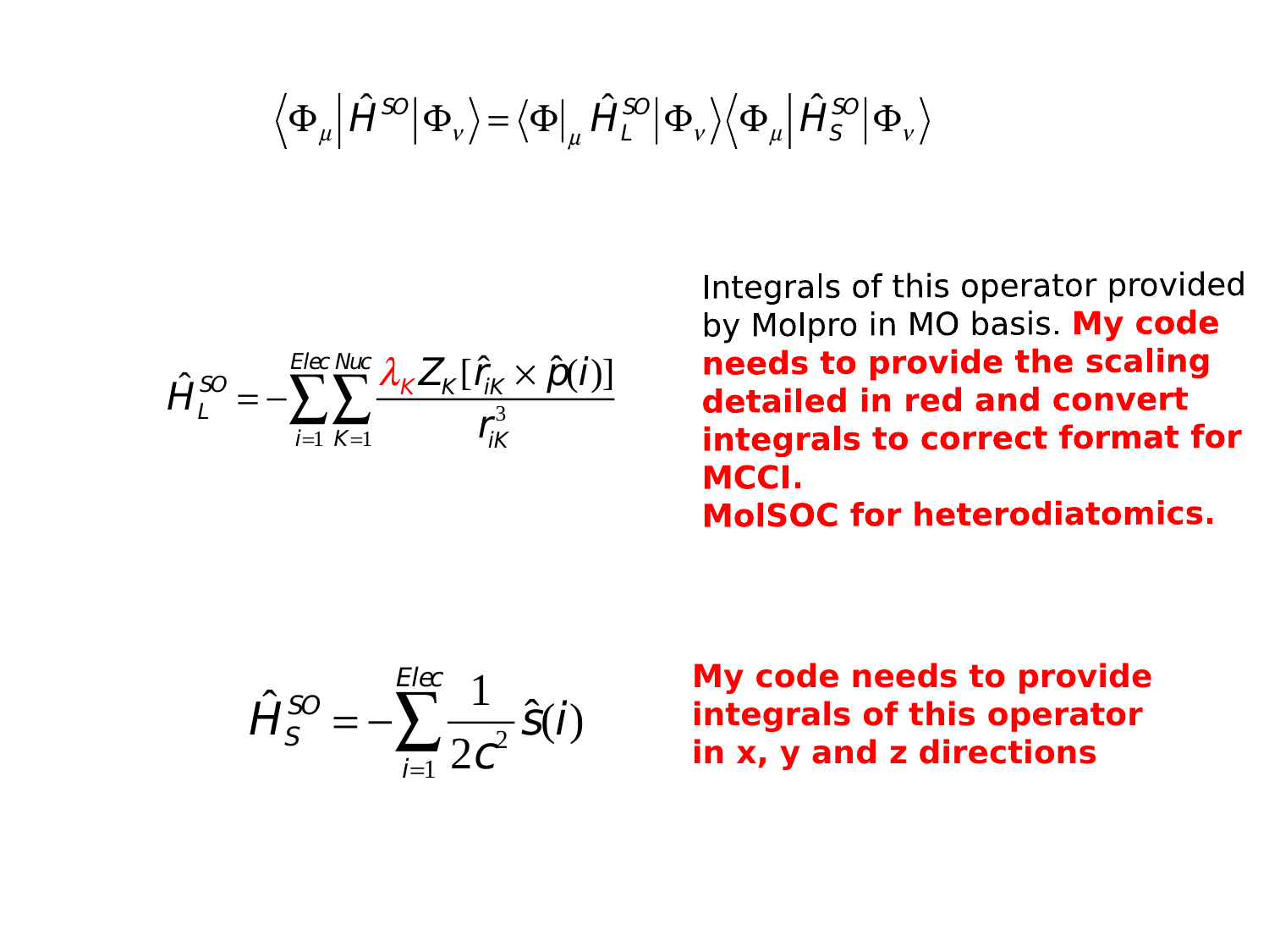$$\left\langle \Phi_{\mu} \middle| \hat{H}^{SO} \middle| \Phi_{\nu} \right\rangle = \left\langle \Phi \right|_{\mu} \hat{H}_{L}^{SO} \left| \Phi_{\nu} \right\rangle \left\langle \Phi_{\mu} \middle| \hat{H}_{S}^{SO} \middle| \Phi_{\nu} \right\rangle$$

$$\hat{H}_{L}^{SO} = -\sum_{i=1}^{Elec} \sum_{K=1}^{Nuc} \frac{\lambda_K Z_K [\hat{r}_{iK} \times \hat{p}(i)]}{r_{iK}^{3}}$$

Integrals of this operator provided by Molpro in MO basis. **My code needs to provide the scaling detailed in red and convert integrals to correct format for MCCI.**
**MolSOC for heterodiatomics.**

$$\hat{H}_{S}^{SO} = -\sum_{i=1}^{Elec} \frac{1}{2c^2} \hat{s}(i)$$

**My code needs to provide integrals of this operator in x, y and z directions**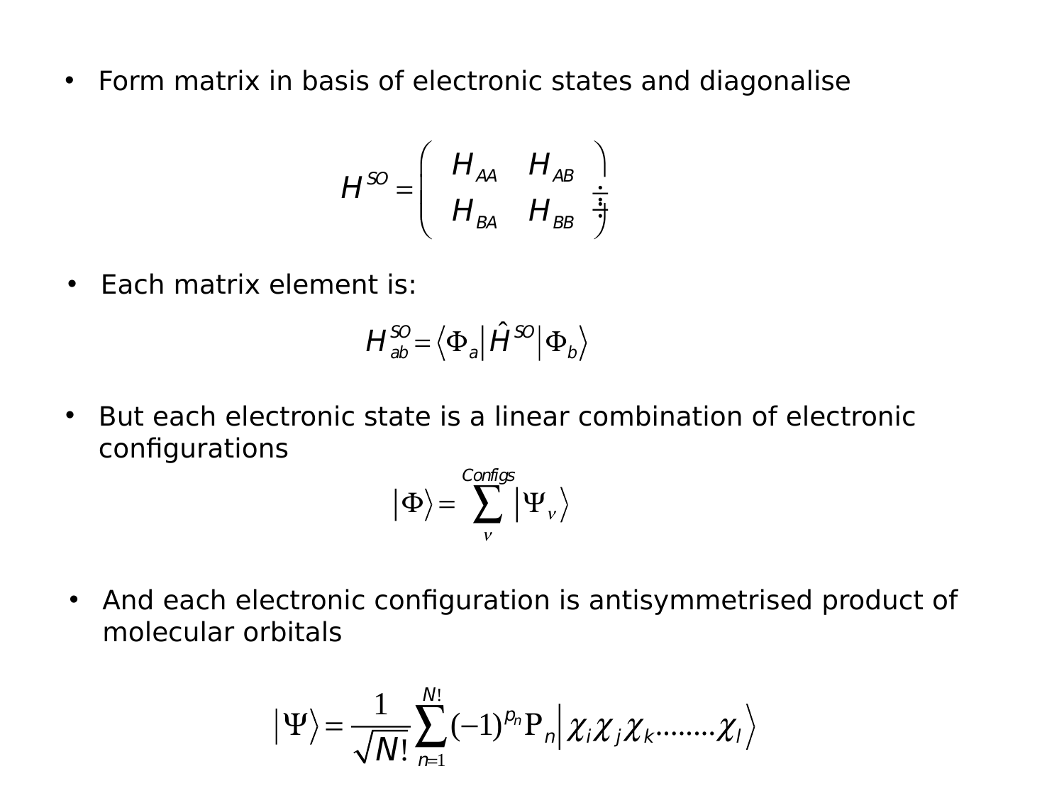- Form matrix in basis of electronic states and diagonalise

$$H^{SO} = \begin{pmatrix} H_{AA} & H_{AB} & \\ H_{BA} & H_{BB} & \vdots \end{pmatrix}$$

- Each matrix element is:

$$H_{ab}^{SO} = \left\langle \Phi_a \middle| \hat{H}^{SO} \middle| \Phi_b \right\rangle$$

- But each electronic state is a linear combination of electronic configurations

$$\left|\Phi\right\rangle = \sum_{\nu}^{Configs} \left|\Psi_\nu\right\rangle$$

- And each electronic configuration is antisymmetrised product of molecular orbitals

$$\left|\Psi\right\rangle = \frac{1}{\sqrt{N!}} \sum_{n=1}^{N!} (-1)^{p_n} \mathrm{P}_n \left|\chi_i \chi_j \chi_k \ldots\ldots\ldots \chi_l\right\rangle$$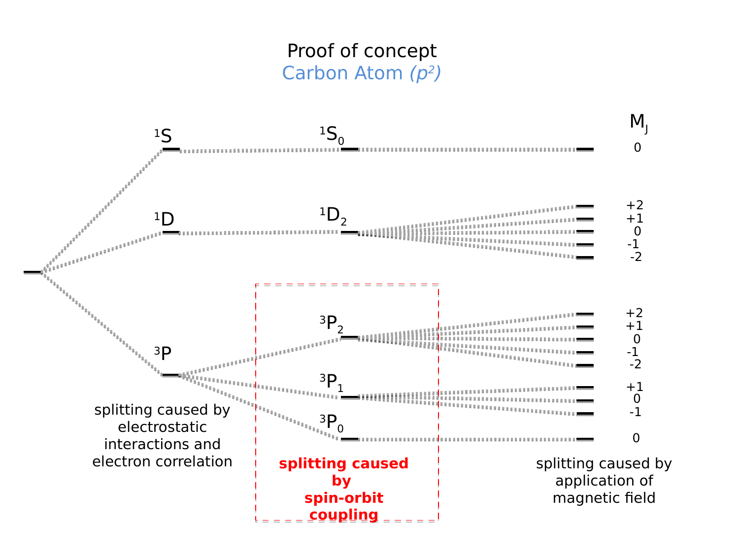# Proof of concept

## Carbon Atom (*$p^2$*)

$^1S$ → $^1S_0$ → $M_J$: 0

$^1D$ → $^1D_2$ → $M_J$: +2, +1, 0, -1, -2

$^3P$ → $^3P_2$ → $M_J$: +2, +1, 0, -1, -2

$^3P$ → $^3P_1$ → $M_J$: +1, 0, -1

$^3P$ → $^3P_0$ → $M_J$: 0

splitting caused by electrostatic interactions and electron correlation

**splitting caused by spin-orbit coupling**

splitting caused by application of magnetic field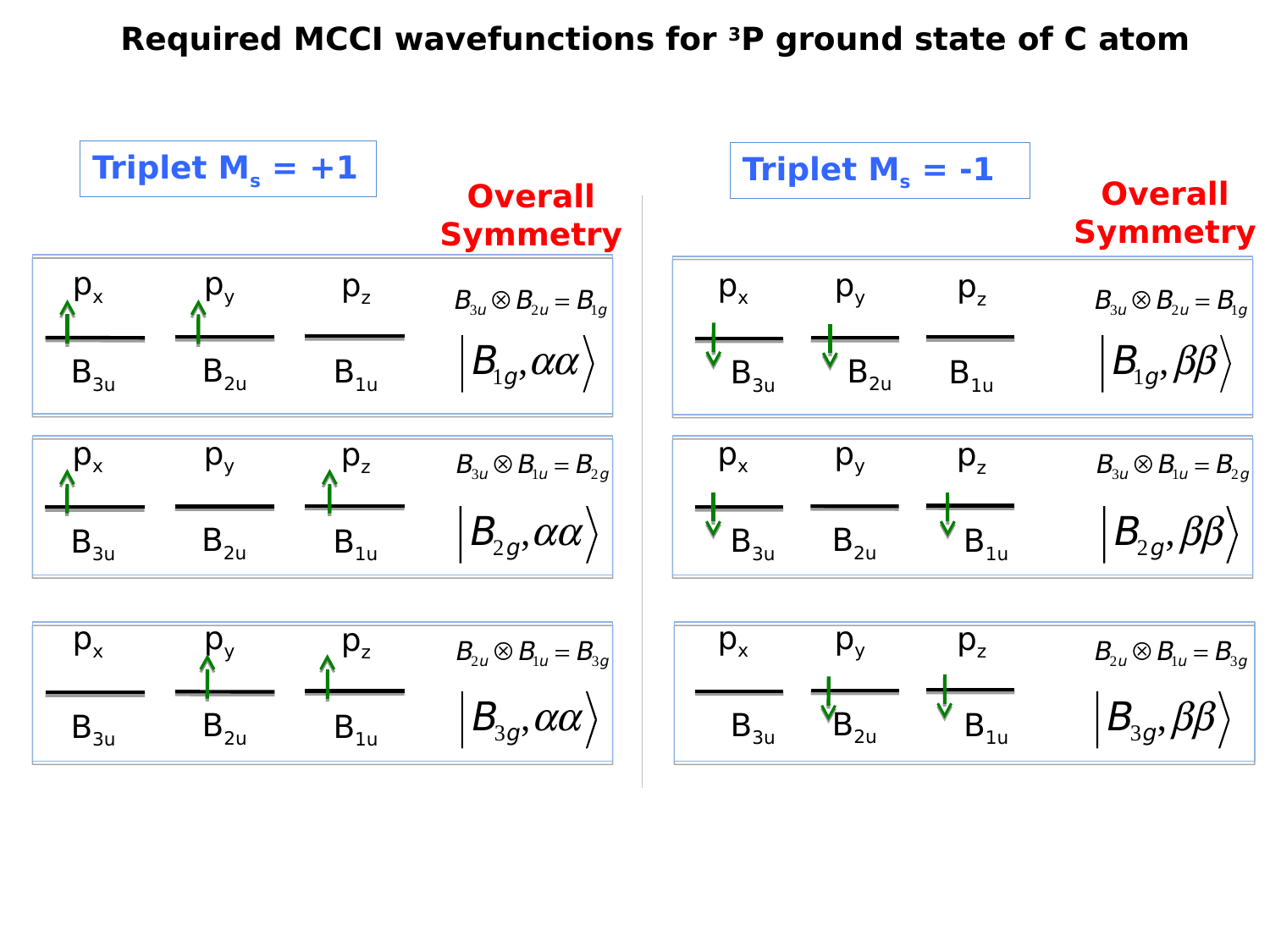# Required MCCI wavefunctions for $^3P$ ground state of C atom

## Triplet $M_s$ = +1

| $p_x$ | $p_y$ | $p_z$ | Overall Symmetry |
|---|---|---|---|
| $B_{3u}$ (↑) | $B_{2u}$ (↑) | $B_{1u}$ | $B_{3u} \otimes B_{2u} = B_{1g}$; $\left\| B_{1g}, \alpha\alpha \right\rangle$ |
| $B_{3u}$ (↑) | $B_{2u}$ | $B_{1u}$ (↑) | $B_{3u} \otimes B_{1u} = B_{2g}$; $\left\| B_{2g}, \alpha\alpha \right\rangle$ |
| $B_{3u}$ | $B_{2u}$ (↑) | $B_{1u}$ (↑) | $B_{2u} \otimes B_{1u} = B_{3g}$; $\left\| B_{3g}, \alpha\alpha \right\rangle$ |

## Triplet $M_s$ = -1

| $p_x$ | $p_y$ | $p_z$ | Overall Symmetry |
|---|---|---|---|
| $B_{3u}$ (↓) | $B_{2u}$ (↓) | $B_{1u}$ | $B_{3u} \otimes B_{2u} = B_{1g}$; $\left\| B_{1g}, \beta\beta \right\rangle$ |
| $B_{3u}$ (↓) | $B_{2u}$ | $B_{1u}$ (↓) | $B_{3u} \otimes B_{1u} = B_{2g}$; $\left\| B_{2g}, \beta\beta \right\rangle$ |
| $B_{3u}$ | $B_{2u}$ (↓) | $B_{1u}$ (↓) | $B_{2u} \otimes B_{1u} = B_{3g}$; $\left\| B_{3g}, \beta\beta \right\rangle$ |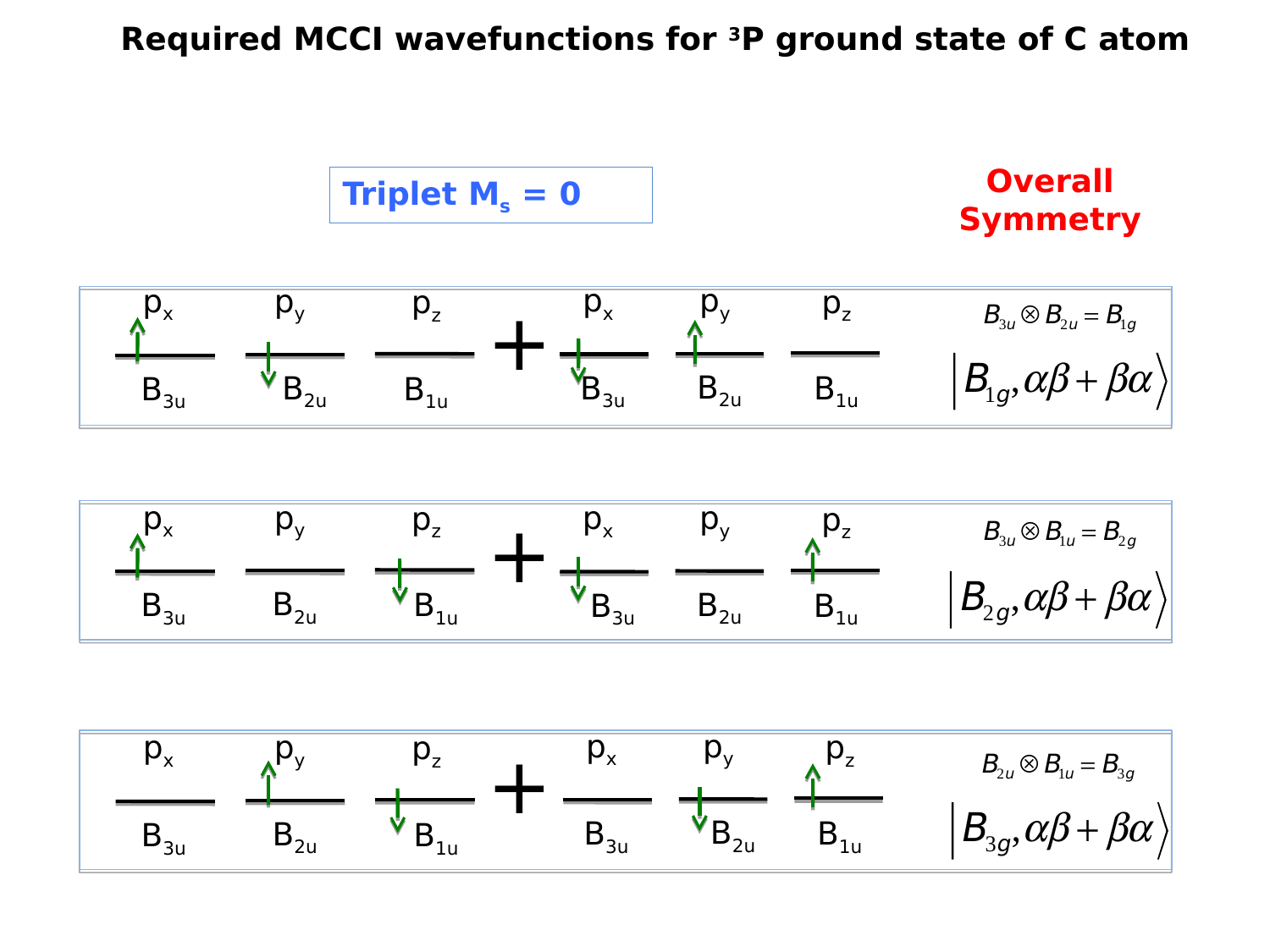# Required MCCI wavefunctions for $^3P$ ground state of C atom

**Triplet $M_s = 0$**

**Overall Symmetry**

| $p_x$ | $p_y$ | $p_z$ | | $p_x$ | $p_y$ | $p_z$ | Overall Symmetry |
|---|---|---|---|---|---|---|---|
| ↑ $B_{3u}$ | ↓ $B_{2u}$ | $B_{1u}$ | + | ↓ $B_{3u}$ | ↑ $B_{2u}$ | $B_{1u}$ | $B_{3u} \otimes B_{2u} = B_{1g}$ <br> $\left\| B_{1g}, \alpha\beta + \beta\alpha \right\rangle$ |
| ↑ $B_{3u}$ | $B_{2u}$ | ↓ $B_{1u}$ | + | ↓ $B_{3u}$ | $B_{2u}$ | ↑ $B_{1u}$ | $B_{3u} \otimes B_{1u} = B_{2g}$ <br> $\left\| B_{2g}, \alpha\beta + \beta\alpha \right\rangle$ |
| $B_{3u}$ | ↑ $B_{2u}$ | ↓ $B_{1u}$ | + | $B_{3u}$ | ↓ $B_{2u}$ | ↑ $B_{1u}$ | $B_{2u} \otimes B_{1u} = B_{3g}$ <br> $\left\| B_{3g}, \alpha\beta + \beta\alpha \right\rangle$ |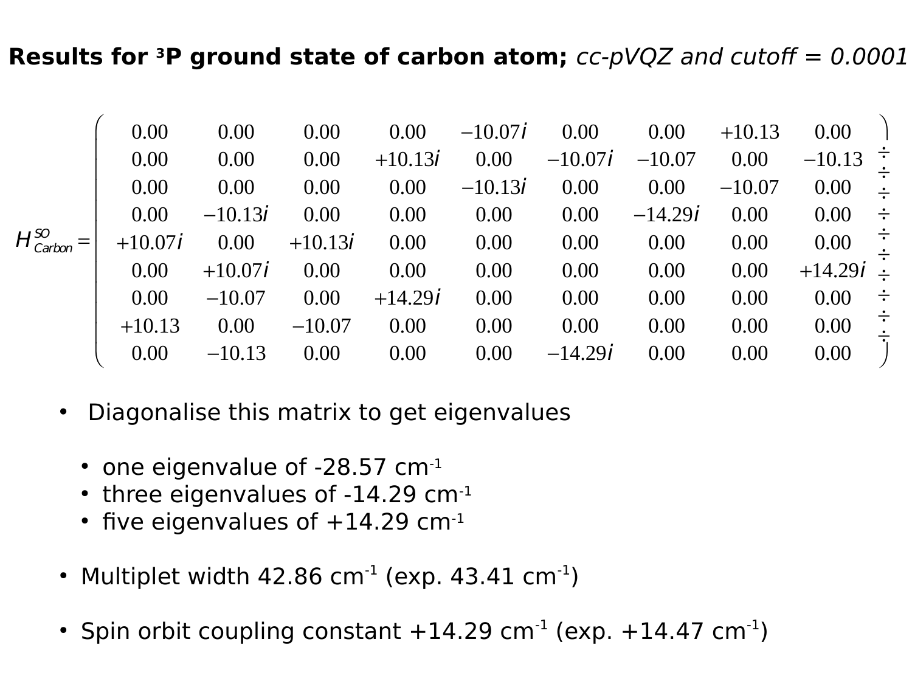# **Results for ³P ground state of carbon atom;** *cc-pVQZ and cutoff = 0.0001*

$$
H^{SO}_{Carbon} = \begin{pmatrix}
0.00 & 0.00 & 0.00 & 0.00 & -10.07i & 0.00 & 0.00 & +10.13 & 0.00 \\
0.00 & 0.00 & 0.00 & +10.13i & 0.00 & -10.07i & -10.07 & 0.00 & -10.13 \\
0.00 & 0.00 & 0.00 & 0.00 & -10.13i & 0.00 & 0.00 & -10.07 & 0.00 \\
0.00 & -10.13i & 0.00 & 0.00 & 0.00 & 0.00 & -14.29i & 0.00 & 0.00 \\
+10.07i & 0.00 & +10.13i & 0.00 & 0.00 & 0.00 & 0.00 & 0.00 & 0.00 \\
0.00 & +10.07i & 0.00 & 0.00 & 0.00 & 0.00 & 0.00 & 0.00 & +14.29i \\
0.00 & -10.07 & 0.00 & +14.29i & 0.00 & 0.00 & 0.00 & 0.00 & 0.00 \\
+10.13 & 0.00 & -10.07 & 0.00 & 0.00 & 0.00 & 0.00 & 0.00 & 0.00 \\
0.00 & -10.13 & 0.00 & 0.00 & 0.00 & -14.29i & 0.00 & 0.00 & 0.00
\end{pmatrix}
$$

- Diagonalise this matrix to get eigenvalues
  - one eigenvalue of -28.57 $cm^{-1}$
  - three eigenvalues of -14.29 $cm^{-1}$
  - five eigenvalues of +14.29 $cm^{-1}$

- Multiplet width 42.86 $cm^{-1}$ (exp. 43.41 $cm^{-1}$)

- Spin orbit coupling constant +14.29 $cm^{-1}$ (exp. +14.47 $cm^{-1}$)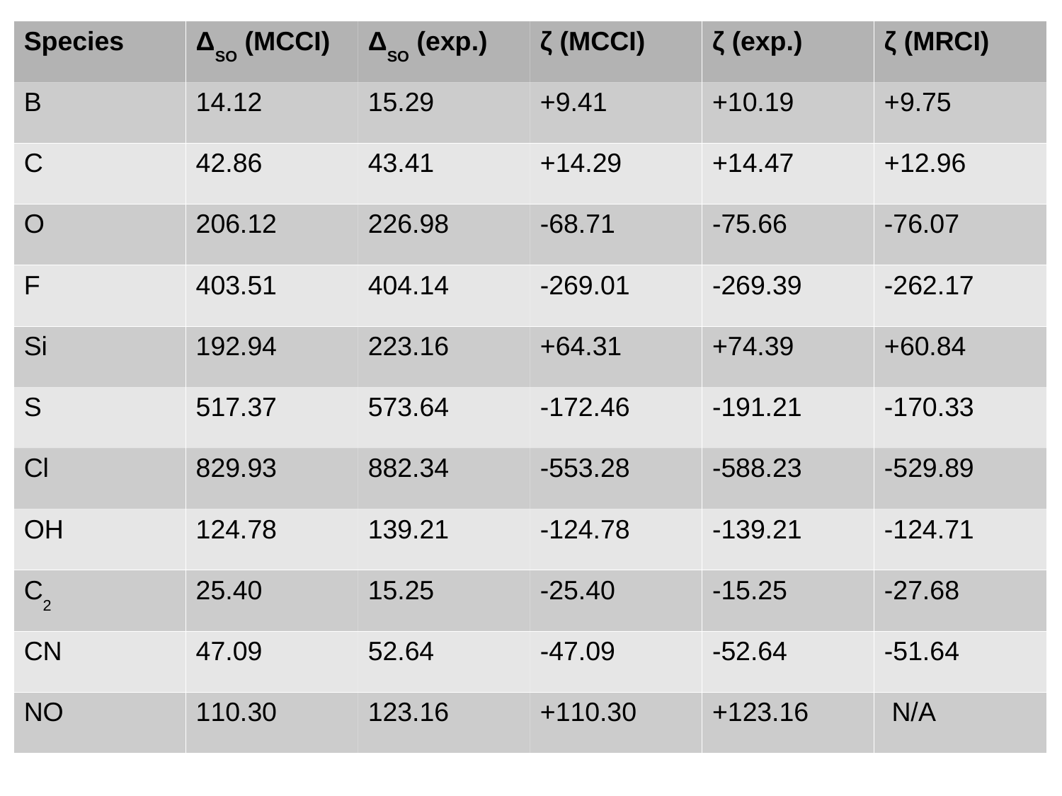| Species | $\Delta_{so}$ (MCCI) | $\Delta_{so}$ (exp.) | $\zeta$ (MCCI) | $\zeta$ (exp.) | $\zeta$ (MRCI) |
|---|---|---|---|---|---|
| B | 14.12 | 15.29 | +9.41 | +10.19 | +9.75 |
| C | 42.86 | 43.41 | +14.29 | +14.47 | +12.96 |
| O | 206.12 | 226.98 | -68.71 | -75.66 | -76.07 |
| F | 403.51 | 404.14 | -269.01 | -269.39 | -262.17 |
| Si | 192.94 | 223.16 | +64.31 | +74.39 | +60.84 |
| S | 517.37 | 573.64 | -172.46 | -191.21 | -170.33 |
| Cl | 829.93 | 882.34 | -553.28 | -588.23 | -529.89 |
| OH | 124.78 | 139.21 | -124.78 | -139.21 | -124.71 |
| $C_2$ | 25.40 | 15.25 | -25.40 | -15.25 | -27.68 |
| CN | 47.09 | 52.64 | -47.09 | -52.64 | -51.64 |
| NO | 110.30 | 123.16 | +110.30 | +123.16 | N/A |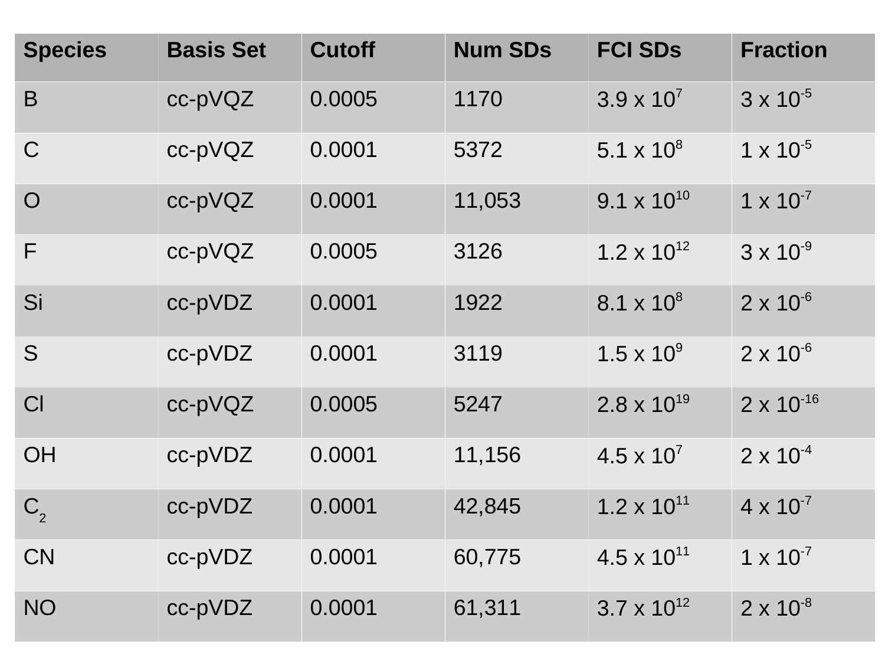| Species | Basis Set | Cutoff | Num SDs | FCI SDs | Fraction |
| --- | --- | --- | --- | --- | --- |
| B | cc-pVQZ | 0.0005 | 1170 | $3.9 \times 10^{7}$ | $3 \times 10^{-5}$ |
| C | cc-pVQZ | 0.0001 | 5372 | $5.1 \times 10^{8}$ | $1 \times 10^{-5}$ |
| O | cc-pVQZ | 0.0001 | 11,053 | $9.1 \times 10^{10}$ | $1 \times 10^{-7}$ |
| F | cc-pVQZ | 0.0005 | 3126 | $1.2 \times 10^{12}$ | $3 \times 10^{-9}$ |
| Si | cc-pVDZ | 0.0001 | 1922 | $8.1 \times 10^{8}$ | $2 \times 10^{-6}$ |
| S | cc-pVDZ | 0.0001 | 3119 | $1.5 \times 10^{9}$ | $2 \times 10^{-6}$ |
| Cl | cc-pVQZ | 0.0005 | 5247 | $2.8 \times 10^{19}$ | $2 \times 10^{-16}$ |
| OH | cc-pVDZ | 0.0001 | 11,156 | $4.5 \times 10^{7}$ | $2 \times 10^{-4}$ |
| $C_2$ | cc-pVDZ | 0.0001 | 42,845 | $1.2 \times 10^{11}$ | $4 \times 10^{-7}$ |
| CN | cc-pVDZ | 0.0001 | 60,775 | $4.5 \times 10^{11}$ | $1 \times 10^{-7}$ |
| NO | cc-pVDZ | 0.0001 | 61,311 | $3.7 \times 10^{12}$ | $2 \times 10^{-8}$ |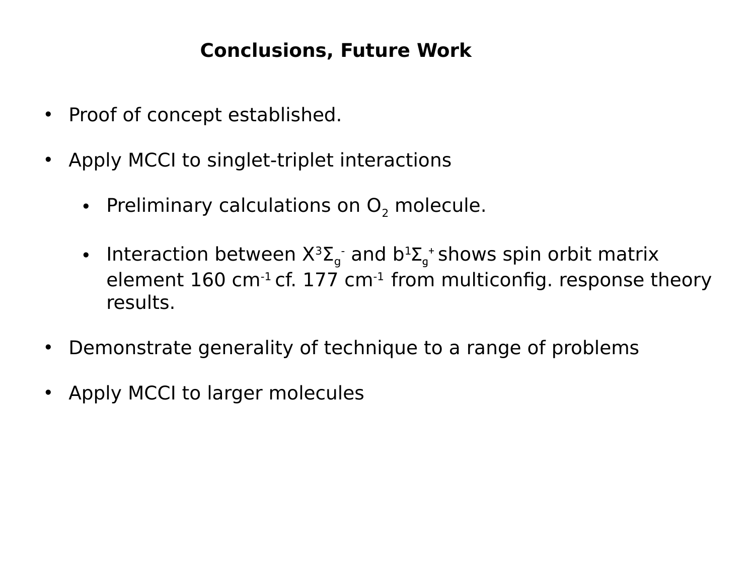# Conclusions, Future Work

- Proof of concept established.
- Apply MCCI to singlet-triplet interactions
  - Preliminary calculations on $O_2$ molecule.
  - Interaction between $X^3\Sigma_g^-$ and $b^1\Sigma_g^+$ shows spin orbit matrix element 160 $cm^{-1}$ cf. 177 $cm^{-1}$ from multiconfig. response theory results.
- Demonstrate generality of technique to a range of problems
- Apply MCCI to larger molecules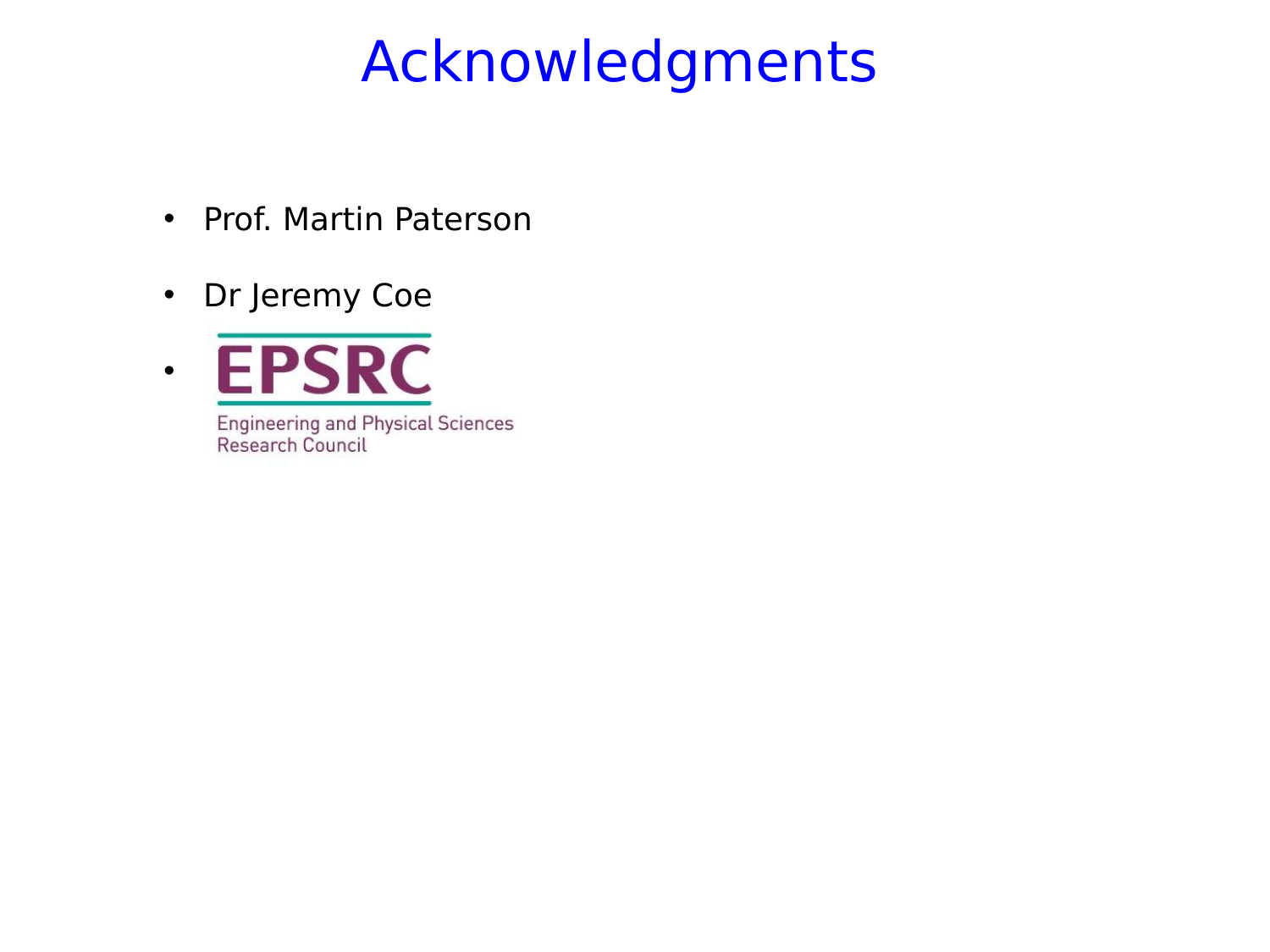# Acknowledgments

- Prof. Martin Paterson
- Dr Jeremy Coe
- EPSRC
  Engineering and Physical Sciences Research Council